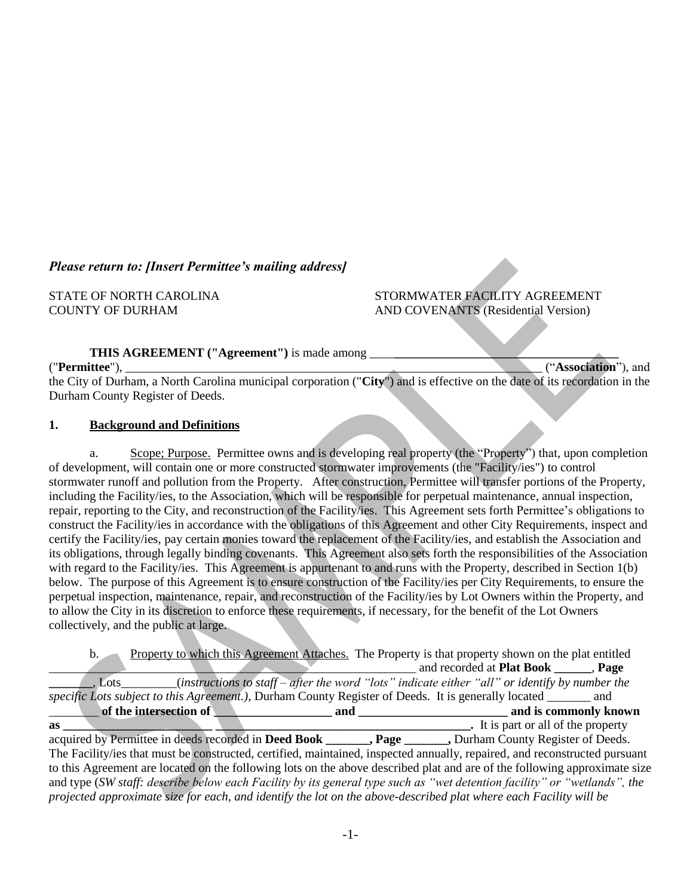***Please return to: [Insert Permittee's mailing address]***

STATE OF NORTH CAROLINA
COUNTY OF DURHAM

STORMWATER FACILITY AGREEMENT
AND COVENANTS (Residential Version)

**THIS AGREEMENT ("Agreement")** is made among ________________________________________ ("**Permittee**"), ________________________________________________________________________ ("**Association**"), and the City of Durham, a North Carolina municipal corporation ("**City**") and is effective on the date of its recordation in the Durham County Register of Deeds.

**1. Background and Definitions**

a. Scope; Purpose. Permittee owns and is developing real property (the "Property") that, upon completion of development, will contain one or more constructed stormwater improvements (the "Facility/ies") to control stormwater runoff and pollution from the Property. After construction, Permittee will transfer portions of the Property, including the Facility/ies, to the Association, which will be responsible for perpetual maintenance, annual inspection, repair, reporting to the City, and reconstruction of the Facility/ies. This Agreement sets forth Permittee's obligations to construct the Facility/ies in accordance with the obligations of this Agreement and other City Requirements, inspect and certify the Facility/ies, pay certain monies toward the replacement of the Facility/ies, and establish the Association and its obligations, through legally binding covenants. This Agreement also sets forth the responsibilities of the Association with regard to the Facility/ies. This Agreement is appurtenant to and runs with the Property, described in Section 1(b) below. The purpose of this Agreement is to ensure construction of the Facility/ies per City Requirements, to ensure the perpetual inspection, maintenance, repair, and reconstruction of the Facility/ies by Lot Owners within the Property, and to allow the City in its discretion to enforce these requirements, if necessary, for the benefit of the Lot Owners collectively, and the public at large.

b. Property to which this Agreement Attaches. The Property is that property shown on the plat entitled ____________________________________________________________ and recorded at **Plat Book ______**, **Page _______**, Lots_________(*instructions to staff – after the word "lots" indicate either "all" or identify by number the specific Lots subject to this Agreement.)*, Durham County Register of Deeds. It is generally located _______ and ________ **of the intersection of ____________________ and _________________________ and is commonly known as ________________________ __________________________________________.** It is part or all of the property acquired by Permittee in deeds recorded in **Deed Book _______, Page _______,** Durham County Register of Deeds. The Facility/ies that must be constructed, certified, maintained, inspected annually, repaired, and reconstructed pursuant to this Agreement are located on the following lots on the above described plat and are of the following approximate size and type (*SW staff: describe below each Facility by its general type such as "wet detention facility" or "wetlands", the projected approximate size for each, and identify the lot on the above-described plat where each Facility will be*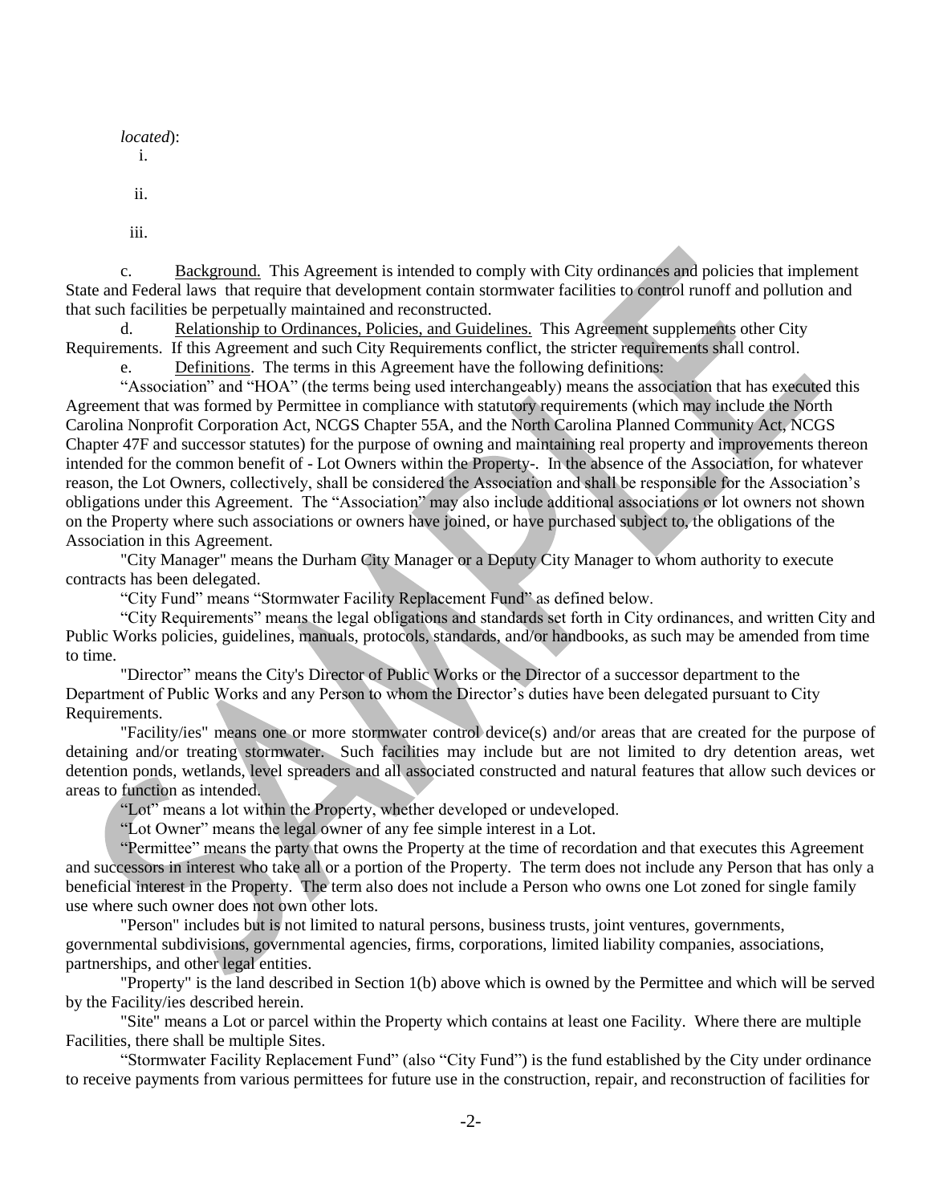*located*):

i.

ii.

iii.

c. Background. This Agreement is intended to comply with City ordinances and policies that implement State and Federal laws that require that development contain stormwater facilities to control runoff and pollution and that such facilities be perpetually maintained and reconstructed.

d. Relationship to Ordinances, Policies, and Guidelines. This Agreement supplements other City Requirements. If this Agreement and such City Requirements conflict, the stricter requirements shall control.

e. Definitions. The terms in this Agreement have the following definitions:

"Association" and "HOA" (the terms being used interchangeably) means the association that has executed this Agreement that was formed by Permittee in compliance with statutory requirements (which may include the North Carolina Nonprofit Corporation Act, NCGS Chapter 55A, and the North Carolina Planned Community Act, NCGS Chapter 47F and successor statutes) for the purpose of owning and maintaining real property and improvements thereon intended for the common benefit of - Lot Owners within the Property-. In the absence of the Association, for whatever reason, the Lot Owners, collectively, shall be considered the Association and shall be responsible for the Association's obligations under this Agreement. The "Association" may also include additional associations or lot owners not shown on the Property where such associations or owners have joined, or have purchased subject to, the obligations of the Association in this Agreement.

"City Manager" means the Durham City Manager or a Deputy City Manager to whom authority to execute contracts has been delegated.

"City Fund" means "Stormwater Facility Replacement Fund" as defined below.

"City Requirements" means the legal obligations and standards set forth in City ordinances, and written City and Public Works policies, guidelines, manuals, protocols, standards, and/or handbooks, as such may be amended from time to time.

"Director" means the City's Director of Public Works or the Director of a successor department to the Department of Public Works and any Person to whom the Director's duties have been delegated pursuant to City Requirements.

"Facility/ies" means one or more stormwater control device(s) and/or areas that are created for the purpose of detaining and/or treating stormwater. Such facilities may include but are not limited to dry detention areas, wet detention ponds, wetlands, level spreaders and all associated constructed and natural features that allow such devices or areas to function as intended.

"Lot" means a lot within the Property, whether developed or undeveloped.

"Lot Owner" means the legal owner of any fee simple interest in a Lot.

"Permittee" means the party that owns the Property at the time of recordation and that executes this Agreement and successors in interest who take all or a portion of the Property. The term does not include any Person that has only a beneficial interest in the Property. The term also does not include a Person who owns one Lot zoned for single family use where such owner does not own other lots.

"Person" includes but is not limited to natural persons, business trusts, joint ventures, governments, governmental subdivisions, governmental agencies, firms, corporations, limited liability companies, associations, partnerships, and other legal entities.

"Property" is the land described in Section 1(b) above which is owned by the Permittee and which will be served by the Facility/ies described herein.

"Site" means a Lot or parcel within the Property which contains at least one Facility. Where there are multiple Facilities, there shall be multiple Sites.

"Stormwater Facility Replacement Fund" (also "City Fund") is the fund established by the City under ordinance to receive payments from various permittees for future use in the construction, repair, and reconstruction of facilities for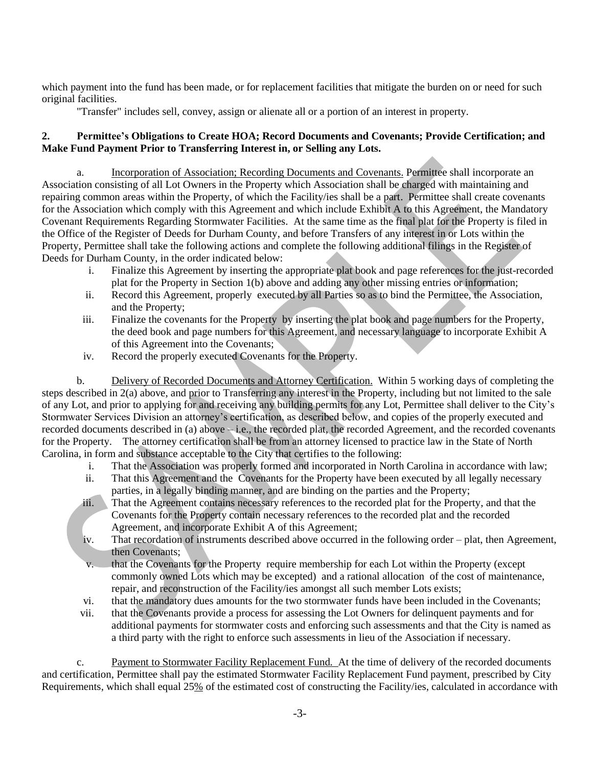which payment into the fund has been made, or for replacement facilities that mitigate the burden on or need for such original facilities.

"Transfer" includes sell, convey, assign or alienate all or a portion of an interest in property.

**2. Permittee's Obligations to Create HOA; Record Documents and Covenants; Provide Certification; and Make Fund Payment Prior to Transferring Interest in, or Selling any Lots.**

a. Incorporation of Association; Recording Documents and Covenants. Permittee shall incorporate an Association consisting of all Lot Owners in the Property which Association shall be charged with maintaining and repairing common areas within the Property, of which the Facility/ies shall be a part. Permittee shall create covenants for the Association which comply with this Agreement and which include Exhibit A to this Agreement, the Mandatory Covenant Requirements Regarding Stormwater Facilities. At the same time as the final plat for the Property is filed in the Office of the Register of Deeds for Durham County, and before Transfers of any interest in or Lots within the Property, Permittee shall take the following actions and complete the following additional filings in the Register of Deeds for Durham County, in the order indicated below:

i. Finalize this Agreement by inserting the appropriate plat book and page references for the just-recorded plat for the Property in Section 1(b) above and adding any other missing entries or information;

ii. Record this Agreement, properly executed by all Parties so as to bind the Permittee, the Association, and the Property;

iii. Finalize the covenants for the Property by inserting the plat book and page numbers for the Property, the deed book and page numbers for this Agreement, and necessary language to incorporate Exhibit A of this Agreement into the Covenants;

iv. Record the properly executed Covenants for the Property.

b. Delivery of Recorded Documents and Attorney Certification. Within 5 working days of completing the steps described in 2(a) above, and prior to Transferring any interest in the Property, including but not limited to the sale of any Lot, and prior to applying for and receiving any building permits for any Lot, Permittee shall deliver to the City's Stormwater Services Division an attorney's certification, as described below, and copies of the properly executed and recorded documents described in (a) above – i.e., the recorded plat, the recorded Agreement, and the recorded covenants for the Property. The attorney certification shall be from an attorney licensed to practice law in the State of North Carolina, in form and substance acceptable to the City that certifies to the following:

i. That the Association was properly formed and incorporated in North Carolina in accordance with law;

ii. That this Agreement and the Covenants for the Property have been executed by all legally necessary parties, in a legally binding manner, and are binding on the parties and the Property;

iii. That the Agreement contains necessary references to the recorded plat for the Property, and that the Covenants for the Property contain necessary references to the recorded plat and the recorded Agreement, and incorporate Exhibit A of this Agreement;

iv. That recordation of instruments described above occurred in the following order – plat, then Agreement, then Covenants;

v. that the Covenants for the Property require membership for each Lot within the Property (except commonly owned Lots which may be excepted) and a rational allocation of the cost of maintenance, repair, and reconstruction of the Facility/ies amongst all such member Lots exists;

vi. that the mandatory dues amounts for the two stormwater funds have been included in the Covenants;

vii. that the Covenants provide a process for assessing the Lot Owners for delinquent payments and for additional payments for stormwater costs and enforcing such assessments and that the City is named as a third party with the right to enforce such assessments in lieu of the Association if necessary.

c. Payment to Stormwater Facility Replacement Fund. At the time of delivery of the recorded documents and certification, Permittee shall pay the estimated Stormwater Facility Replacement Fund payment, prescribed by City Requirements, which shall equal 25% of the estimated cost of constructing the Facility/ies, calculated in accordance with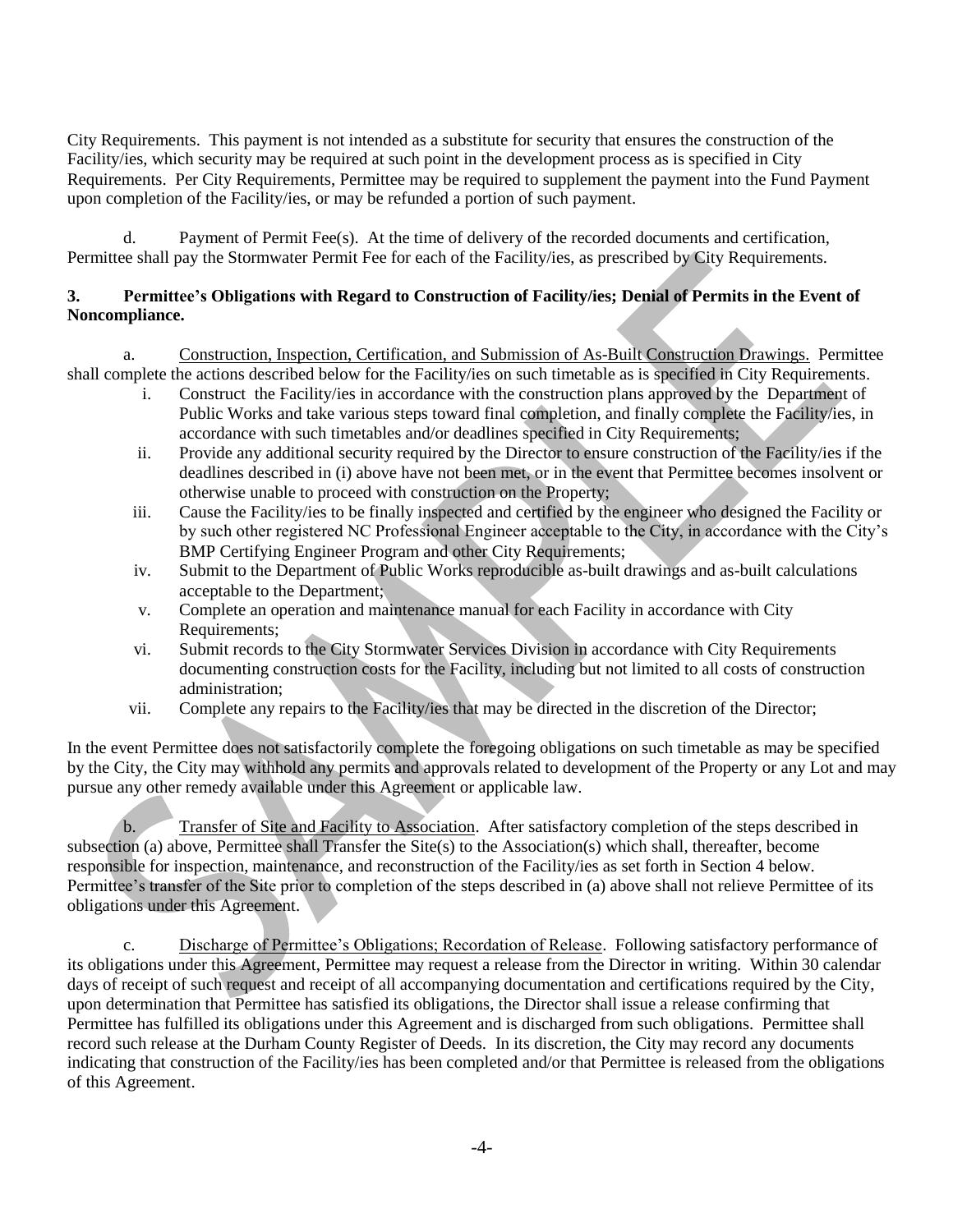City Requirements. This payment is not intended as a substitute for security that ensures the construction of the Facility/ies, which security may be required at such point in the development process as is specified in City Requirements. Per City Requirements, Permittee may be required to supplement the payment into the Fund Payment upon completion of the Facility/ies, or may be refunded a portion of such payment.

d. Payment of Permit Fee(s). At the time of delivery of the recorded documents and certification, Permittee shall pay the Stormwater Permit Fee for each of the Facility/ies, as prescribed by City Requirements.

**3. Permittee's Obligations with Regard to Construction of Facility/ies; Denial of Permits in the Event of Noncompliance.**

a. Construction, Inspection, Certification, and Submission of As-Built Construction Drawings. Permittee shall complete the actions described below for the Facility/ies on such timetable as is specified in City Requirements.

i. Construct the Facility/ies in accordance with the construction plans approved by the Department of Public Works and take various steps toward final completion, and finally complete the Facility/ies, in accordance with such timetables and/or deadlines specified in City Requirements;

ii. Provide any additional security required by the Director to ensure construction of the Facility/ies if the deadlines described in (i) above have not been met, or in the event that Permittee becomes insolvent or otherwise unable to proceed with construction on the Property;

iii. Cause the Facility/ies to be finally inspected and certified by the engineer who designed the Facility or by such other registered NC Professional Engineer acceptable to the City, in accordance with the City's BMP Certifying Engineer Program and other City Requirements;

iv. Submit to the Department of Public Works reproducible as-built drawings and as-built calculations acceptable to the Department;

v. Complete an operation and maintenance manual for each Facility in accordance with City Requirements;

vi. Submit records to the City Stormwater Services Division in accordance with City Requirements documenting construction costs for the Facility, including but not limited to all costs of construction administration;

vii. Complete any repairs to the Facility/ies that may be directed in the discretion of the Director;

In the event Permittee does not satisfactorily complete the foregoing obligations on such timetable as may be specified by the City, the City may withhold any permits and approvals related to development of the Property or any Lot and may pursue any other remedy available under this Agreement or applicable law.

b. Transfer of Site and Facility to Association. After satisfactory completion of the steps described in subsection (a) above, Permittee shall Transfer the Site(s) to the Association(s) which shall, thereafter, become responsible for inspection, maintenance, and reconstruction of the Facility/ies as set forth in Section 4 below. Permittee's transfer of the Site prior to completion of the steps described in (a) above shall not relieve Permittee of its obligations under this Agreement.

c. Discharge of Permittee's Obligations; Recordation of Release. Following satisfactory performance of its obligations under this Agreement, Permittee may request a release from the Director in writing. Within 30 calendar days of receipt of such request and receipt of all accompanying documentation and certifications required by the City, upon determination that Permittee has satisfied its obligations, the Director shall issue a release confirming that Permittee has fulfilled its obligations under this Agreement and is discharged from such obligations. Permittee shall record such release at the Durham County Register of Deeds. In its discretion, the City may record any documents indicating that construction of the Facility/ies has been completed and/or that Permittee is released from the obligations of this Agreement.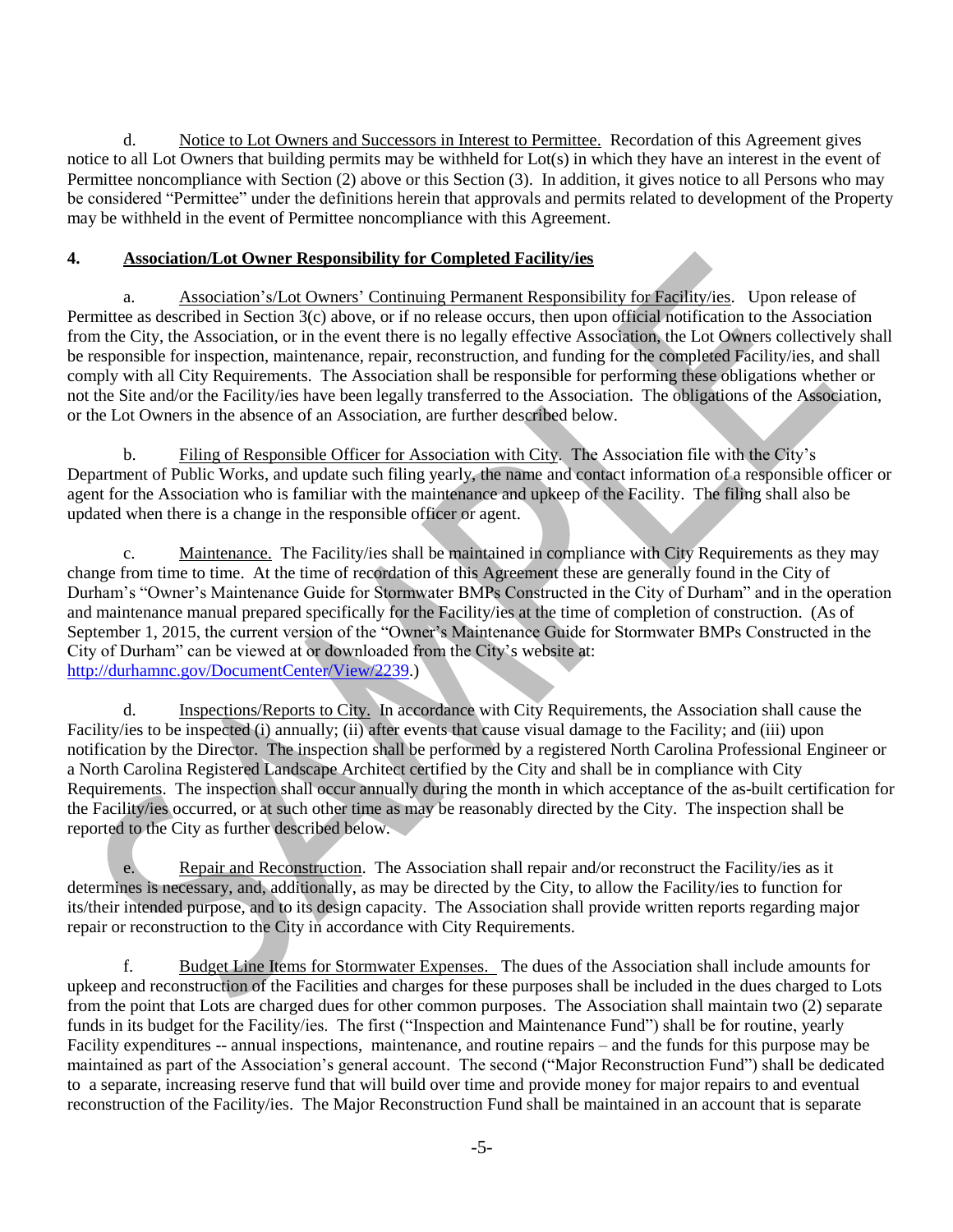d. Notice to Lot Owners and Successors in Interest to Permittee. Recordation of this Agreement gives notice to all Lot Owners that building permits may be withheld for Lot(s) in which they have an interest in the event of Permittee noncompliance with Section (2) above or this Section (3). In addition, it gives notice to all Persons who may be considered "Permittee" under the definitions herein that approvals and permits related to development of the Property may be withheld in the event of Permittee noncompliance with this Agreement.

## 4. Association/Lot Owner Responsibility for Completed Facility/ies

a. Association's/Lot Owners' Continuing Permanent Responsibility for Facility/ies. Upon release of Permittee as described in Section 3(c) above, or if no release occurs, then upon official notification to the Association from the City, the Association, or in the event there is no legally effective Association, the Lot Owners collectively shall be responsible for inspection, maintenance, repair, reconstruction, and funding for the completed Facility/ies, and shall comply with all City Requirements. The Association shall be responsible for performing these obligations whether or not the Site and/or the Facility/ies have been legally transferred to the Association. The obligations of the Association, or the Lot Owners in the absence of an Association, are further described below.

b. Filing of Responsible Officer for Association with City. The Association file with the City's Department of Public Works, and update such filing yearly, the name and contact information of a responsible officer or agent for the Association who is familiar with the maintenance and upkeep of the Facility. The filing shall also be updated when there is a change in the responsible officer or agent.

c. Maintenance. The Facility/ies shall be maintained in compliance with City Requirements as they may change from time to time. At the time of recordation of this Agreement these are generally found in the City of Durham's "Owner's Maintenance Guide for Stormwater BMPs Constructed in the City of Durham" and in the operation and maintenance manual prepared specifically for the Facility/ies at the time of completion of construction. (As of September 1, 2015, the current version of the "Owner's Maintenance Guide for Stormwater BMPs Constructed in the City of Durham" can be viewed at or downloaded from the City's website at: http://durhamnc.gov/DocumentCenter/View/2239.)

d. Inspections/Reports to City. In accordance with City Requirements, the Association shall cause the Facility/ies to be inspected (i) annually; (ii) after events that cause visual damage to the Facility; and (iii) upon notification by the Director. The inspection shall be performed by a registered North Carolina Professional Engineer or a North Carolina Registered Landscape Architect certified by the City and shall be in compliance with City Requirements. The inspection shall occur annually during the month in which acceptance of the as-built certification for the Facility/ies occurred, or at such other time as may be reasonably directed by the City. The inspection shall be reported to the City as further described below.

e. Repair and Reconstruction. The Association shall repair and/or reconstruct the Facility/ies as it determines is necessary, and, additionally, as may be directed by the City, to allow the Facility/ies to function for its/their intended purpose, and to its design capacity. The Association shall provide written reports regarding major repair or reconstruction to the City in accordance with City Requirements.

f. Budget Line Items for Stormwater Expenses. The dues of the Association shall include amounts for upkeep and reconstruction of the Facilities and charges for these purposes shall be included in the dues charged to Lots from the point that Lots are charged dues for other common purposes. The Association shall maintain two (2) separate funds in its budget for the Facility/ies. The first ("Inspection and Maintenance Fund") shall be for routine, yearly Facility expenditures -- annual inspections, maintenance, and routine repairs – and the funds for this purpose may be maintained as part of the Association's general account. The second ("Major Reconstruction Fund") shall be dedicated to a separate, increasing reserve fund that will build over time and provide money for major repairs to and eventual reconstruction of the Facility/ies. The Major Reconstruction Fund shall be maintained in an account that is separate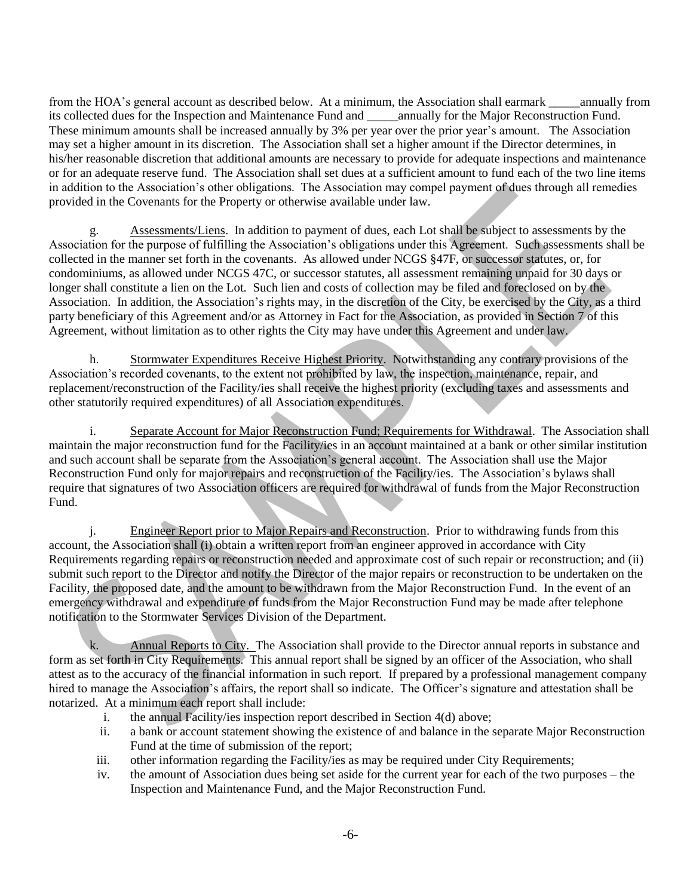from the HOA's general account as described below. At a minimum, the Association shall earmark _____annually from its collected dues for the Inspection and Maintenance Fund and _____annually for the Major Reconstruction Fund. These minimum amounts shall be increased annually by 3% per year over the prior year's amount. The Association may set a higher amount in its discretion. The Association shall set a higher amount if the Director determines, in his/her reasonable discretion that additional amounts are necessary to provide for adequate inspections and maintenance or for an adequate reserve fund. The Association shall set dues at a sufficient amount to fund each of the two line items in addition to the Association's other obligations. The Association may compel payment of dues through all remedies provided in the Covenants for the Property or otherwise available under law.

g. Assessments/Liens. In addition to payment of dues, each Lot shall be subject to assessments by the Association for the purpose of fulfilling the Association's obligations under this Agreement. Such assessments shall be collected in the manner set forth in the covenants. As allowed under NCGS §47F, or successor statutes, or, for condominiums, as allowed under NCGS 47C, or successor statutes, all assessment remaining unpaid for 30 days or longer shall constitute a lien on the Lot. Such lien and costs of collection may be filed and foreclosed on by the Association. In addition, the Association's rights may, in the discretion of the City, be exercised by the City, as a third party beneficiary of this Agreement and/or as Attorney in Fact for the Association, as provided in Section 7 of this Agreement, without limitation as to other rights the City may have under this Agreement and under law.

h. Stormwater Expenditures Receive Highest Priority. Notwithstanding any contrary provisions of the Association's recorded covenants, to the extent not prohibited by law, the inspection, maintenance, repair, and replacement/reconstruction of the Facility/ies shall receive the highest priority (excluding taxes and assessments and other statutorily required expenditures) of all Association expenditures.

i. Separate Account for Major Reconstruction Fund; Requirements for Withdrawal. The Association shall maintain the major reconstruction fund for the Facility/ies in an account maintained at a bank or other similar institution and such account shall be separate from the Association's general account. The Association shall use the Major Reconstruction Fund only for major repairs and reconstruction of the Facility/ies. The Association's bylaws shall require that signatures of two Association officers are required for withdrawal of funds from the Major Reconstruction Fund.

j. Engineer Report prior to Major Repairs and Reconstruction. Prior to withdrawing funds from this account, the Association shall (i) obtain a written report from an engineer approved in accordance with City Requirements regarding repairs or reconstruction needed and approximate cost of such repair or reconstruction; and (ii) submit such report to the Director and notify the Director of the major repairs or reconstruction to be undertaken on the Facility, the proposed date, and the amount to be withdrawn from the Major Reconstruction Fund. In the event of an emergency withdrawal and expenditure of funds from the Major Reconstruction Fund may be made after telephone notification to the Stormwater Services Division of the Department.

k. Annual Reports to City. The Association shall provide to the Director annual reports in substance and form as set forth in City Requirements. This annual report shall be signed by an officer of the Association, who shall attest as to the accuracy of the financial information in such report. If prepared by a professional management company hired to manage the Association's affairs, the report shall so indicate. The Officer's signature and attestation shall be notarized. At a minimum each report shall include:

i. the annual Facility/ies inspection report described in Section 4(d) above;
ii. a bank or account statement showing the existence of and balance in the separate Major Reconstruction Fund at the time of submission of the report;
iii. other information regarding the Facility/ies as may be required under City Requirements;
iv. the amount of Association dues being set aside for the current year for each of the two purposes – the Inspection and Maintenance Fund, and the Major Reconstruction Fund.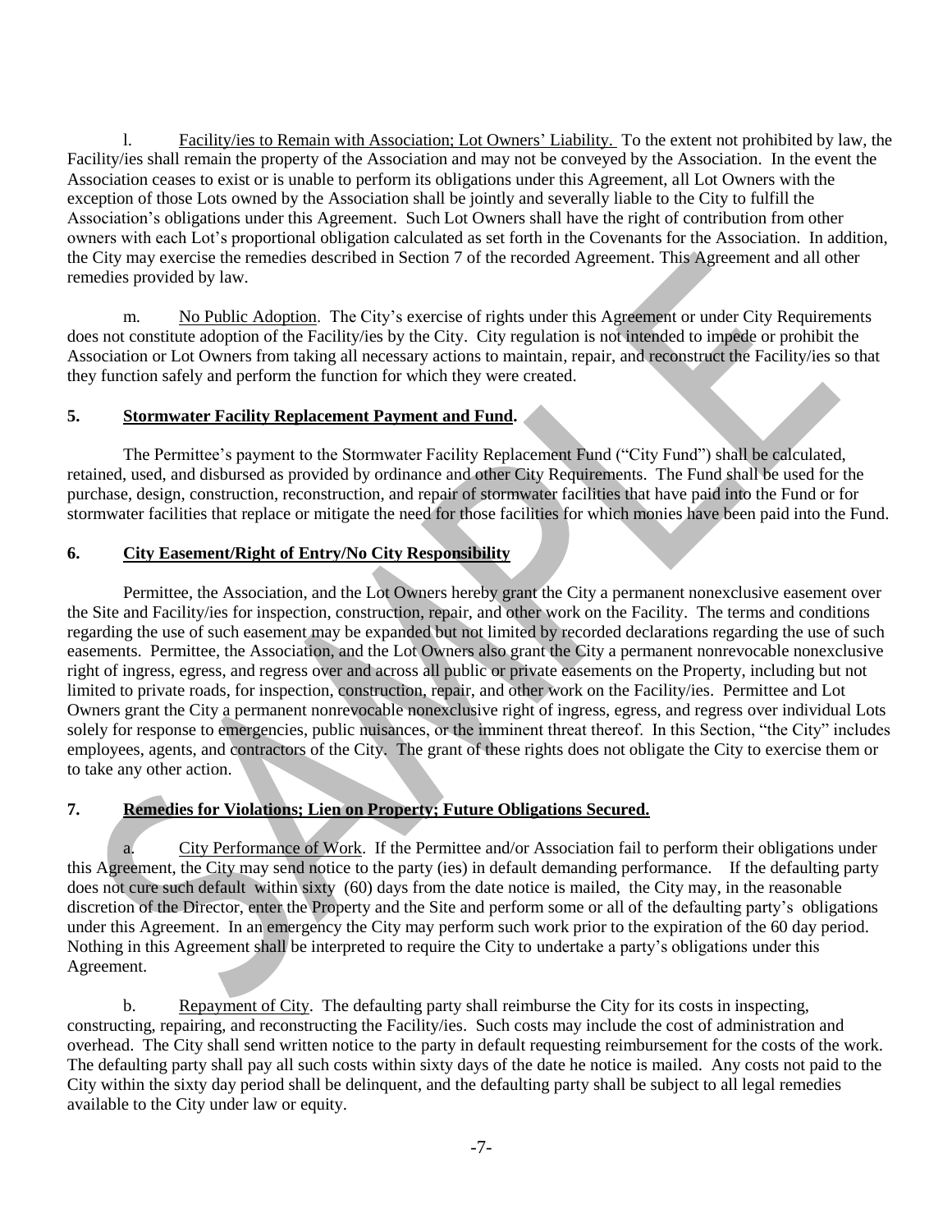l. <u>Facility/ies to Remain with Association; Lot Owners' Liability.</u> To the extent not prohibited by law, the Facility/ies shall remain the property of the Association and may not be conveyed by the Association. In the event the Association ceases to exist or is unable to perform its obligations under this Agreement, all Lot Owners with the exception of those Lots owned by the Association shall be jointly and severally liable to the City to fulfill the Association's obligations under this Agreement. Such Lot Owners shall have the right of contribution from other owners with each Lot's proportional obligation calculated as set forth in the Covenants for the Association. In addition, the City may exercise the remedies described in Section 7 of the recorded Agreement. This Agreement and all other remedies provided by law.

m. <u>No Public Adoption</u>. The City's exercise of rights under this Agreement or under City Requirements does not constitute adoption of the Facility/ies by the City. City regulation is not intended to impede or prohibit the Association or Lot Owners from taking all necessary actions to maintain, repair, and reconstruct the Facility/ies so that they function safely and perform the function for which they were created.

## 5. Stormwater Facility Replacement Payment and Fund.

The Permittee's payment to the Stormwater Facility Replacement Fund ("City Fund") shall be calculated, retained, used, and disbursed as provided by ordinance and other City Requirements. The Fund shall be used for the purchase, design, construction, reconstruction, and repair of stormwater facilities that have paid into the Fund or for stormwater facilities that replace or mitigate the need for those facilities for which monies have been paid into the Fund.

## 6. City Easement/Right of Entry/No City Responsibility

Permittee, the Association, and the Lot Owners hereby grant the City a permanent nonexclusive easement over the Site and Facility/ies for inspection, construction, repair, and other work on the Facility. The terms and conditions regarding the use of such easement may be expanded but not limited by recorded declarations regarding the use of such easements. Permittee, the Association, and the Lot Owners also grant the City a permanent nonrevocable nonexclusive right of ingress, egress, and regress over and across all public or private easements on the Property, including but not limited to private roads, for inspection, construction, repair, and other work on the Facility/ies. Permittee and Lot Owners grant the City a permanent nonrevocable nonexclusive right of ingress, egress, and regress over individual Lots solely for response to emergencies, public nuisances, or the imminent threat thereof. In this Section, "the City" includes employees, agents, and contractors of the City. The grant of these rights does not obligate the City to exercise them or to take any other action.

## 7. Remedies for Violations; Lien on Property; Future Obligations Secured.

a. <u>City Performance of Work</u>. If the Permittee and/or Association fail to perform their obligations under this Agreement, the City may send notice to the party (ies) in default demanding performance. If the defaulting party does not cure such default within sixty (60) days from the date notice is mailed, the City may, in the reasonable discretion of the Director, enter the Property and the Site and perform some or all of the defaulting party's obligations under this Agreement. In an emergency the City may perform such work prior to the expiration of the 60 day period. Nothing in this Agreement shall be interpreted to require the City to undertake a party's obligations under this Agreement.

b. <u>Repayment of City</u>. The defaulting party shall reimburse the City for its costs in inspecting, constructing, repairing, and reconstructing the Facility/ies. Such costs may include the cost of administration and overhead. The City shall send written notice to the party in default requesting reimbursement for the costs of the work. The defaulting party shall pay all such costs within sixty days of the date he notice is mailed. Any costs not paid to the City within the sixty day period shall be delinquent, and the defaulting party shall be subject to all legal remedies available to the City under law or equity.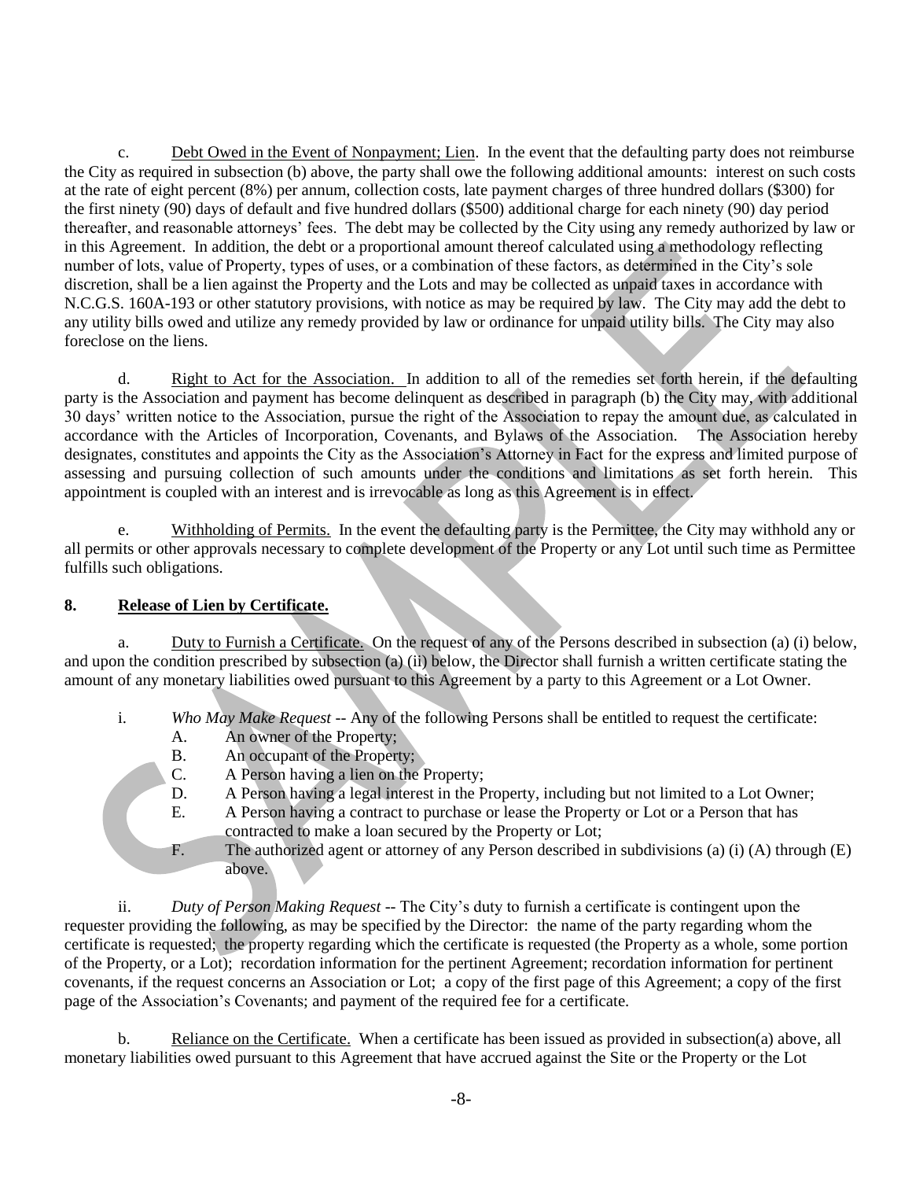c. Debt Owed in the Event of Nonpayment; Lien. In the event that the defaulting party does not reimburse the City as required in subsection (b) above, the party shall owe the following additional amounts: interest on such costs at the rate of eight percent (8%) per annum, collection costs, late payment charges of three hundred dollars ($300) for the first ninety (90) days of default and five hundred dollars ($500) additional charge for each ninety (90) day period thereafter, and reasonable attorneys' fees. The debt may be collected by the City using any remedy authorized by law or in this Agreement. In addition, the debt or a proportional amount thereof calculated using a methodology reflecting number of lots, value of Property, types of uses, or a combination of these factors, as determined in the City's sole discretion, shall be a lien against the Property and the Lots and may be collected as unpaid taxes in accordance with N.C.G.S. 160A-193 or other statutory provisions, with notice as may be required by law. The City may add the debt to any utility bills owed and utilize any remedy provided by law or ordinance for unpaid utility bills. The City may also foreclose on the liens.

d. Right to Act for the Association. In addition to all of the remedies set forth herein, if the defaulting party is the Association and payment has become delinquent as described in paragraph (b) the City may, with additional 30 days' written notice to the Association, pursue the right of the Association to repay the amount due, as calculated in accordance with the Articles of Incorporation, Covenants, and Bylaws of the Association. The Association hereby designates, constitutes and appoints the City as the Association's Attorney in Fact for the express and limited purpose of assessing and pursuing collection of such amounts under the conditions and limitations as set forth herein. This appointment is coupled with an interest and is irrevocable as long as this Agreement is in effect.

e. Withholding of Permits. In the event the defaulting party is the Permittee, the City may withhold any or all permits or other approvals necessary to complete development of the Property or any Lot until such time as Permittee fulfills such obligations.

**8. Release of Lien by Certificate.**

a. Duty to Furnish a Certificate. On the request of any of the Persons described in subsection (a) (i) below, and upon the condition prescribed by subsection (a) (ii) below, the Director shall furnish a written certificate stating the amount of any monetary liabilities owed pursuant to this Agreement by a party to this Agreement or a Lot Owner.

i. *Who May Make Request* -- Any of the following Persons shall be entitled to request the certificate:

- A. An owner of the Property;
- B. An occupant of the Property;
- C. A Person having a lien on the Property;
- D. A Person having a legal interest in the Property, including but not limited to a Lot Owner;
- E. A Person having a contract to purchase or lease the Property or Lot or a Person that has contracted to make a loan secured by the Property or Lot;
- F. The authorized agent or attorney of any Person described in subdivisions (a) (i) (A) through (E) above.

ii. *Duty of Person Making Request* -- The City's duty to furnish a certificate is contingent upon the requester providing the following, as may be specified by the Director: the name of the party regarding whom the certificate is requested; the property regarding which the certificate is requested (the Property as a whole, some portion of the Property, or a Lot); recordation information for the pertinent Agreement; recordation information for pertinent covenants, if the request concerns an Association or Lot; a copy of the first page of this Agreement; a copy of the first page of the Association's Covenants; and payment of the required fee for a certificate.

b. Reliance on the Certificate. When a certificate has been issued as provided in subsection(a) above, all monetary liabilities owed pursuant to this Agreement that have accrued against the Site or the Property or the Lot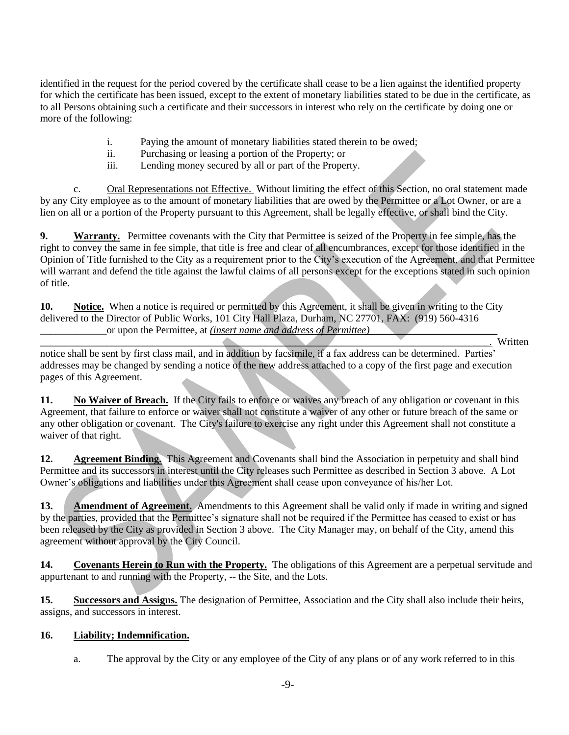identified in the request for the period covered by the certificate shall cease to be a lien against the identified property for which the certificate has been issued, except to the extent of monetary liabilities stated to be due in the certificate, as to all Persons obtaining such a certificate and their successors in interest who rely on the certificate by doing one or more of the following:

i. Paying the amount of monetary liabilities stated therein to be owed;
ii. Purchasing or leasing a portion of the Property; or
iii. Lending money secured by all or part of the Property.

c. Oral Representations not Effective. Without limiting the effect of this Section, no oral statement made by any City employee as to the amount of monetary liabilities that are owed by the Permittee or a Lot Owner, or are a lien on all or a portion of the Property pursuant to this Agreement, shall be legally effective, or shall bind the City.

**9. Warranty.** Permittee covenants with the City that Permittee is seized of the Property in fee simple, has the right to convey the same in fee simple, that title is free and clear of all encumbrances, except for those identified in the Opinion of Title furnished to the City as a requirement prior to the City's execution of the Agreement, and that Permittee will warrant and defend the title against the lawful claims of all persons except for the exceptions stated in such opinion of title.

**10. Notice.** When a notice is required or permitted by this Agreement, it shall be given in writing to the City delivered to the Director of Public Works, 101 City Hall Plaza, Durham, NC 27701, FAX: (919) 560-4316 _____________or upon the Permittee, at *(insert name and address of Permittee)* _________________________ ______________________________________________________________________________________. Written notice shall be sent by first class mail, and in addition by facsimile, if a fax address can be determined. Parties' addresses may be changed by sending a notice of the new address attached to a copy of the first page and execution pages of this Agreement.

**11. No Waiver of Breach.** If the City fails to enforce or waives any breach of any obligation or covenant in this Agreement, that failure to enforce or waiver shall not constitute a waiver of any other or future breach of the same or any other obligation or covenant. The City's failure to exercise any right under this Agreement shall not constitute a waiver of that right.

**12. Agreement Binding.** This Agreement and Covenants shall bind the Association in perpetuity and shall bind Permittee and its successors in interest until the City releases such Permittee as described in Section 3 above. A Lot Owner's obligations and liabilities under this Agreement shall cease upon conveyance of his/her Lot.

**13. Amendment of Agreement.** Amendments to this Agreement shall be valid only if made in writing and signed by the parties, provided that the Permittee's signature shall not be required if the Permittee has ceased to exist or has been released by the City as provided in Section 3 above. The City Manager may, on behalf of the City, amend this agreement without approval by the City Council.

**14. Covenants Herein to Run with the Property.** The obligations of this Agreement are a perpetual servitude and appurtenant to and running with the Property, -- the Site, and the Lots.

**15. Successors and Assigns.** The designation of Permittee, Association and the City shall also include their heirs, assigns, and successors in interest.

**16. Liability; Indemnification.**

a. The approval by the City or any employee of the City of any plans or of any work referred to in this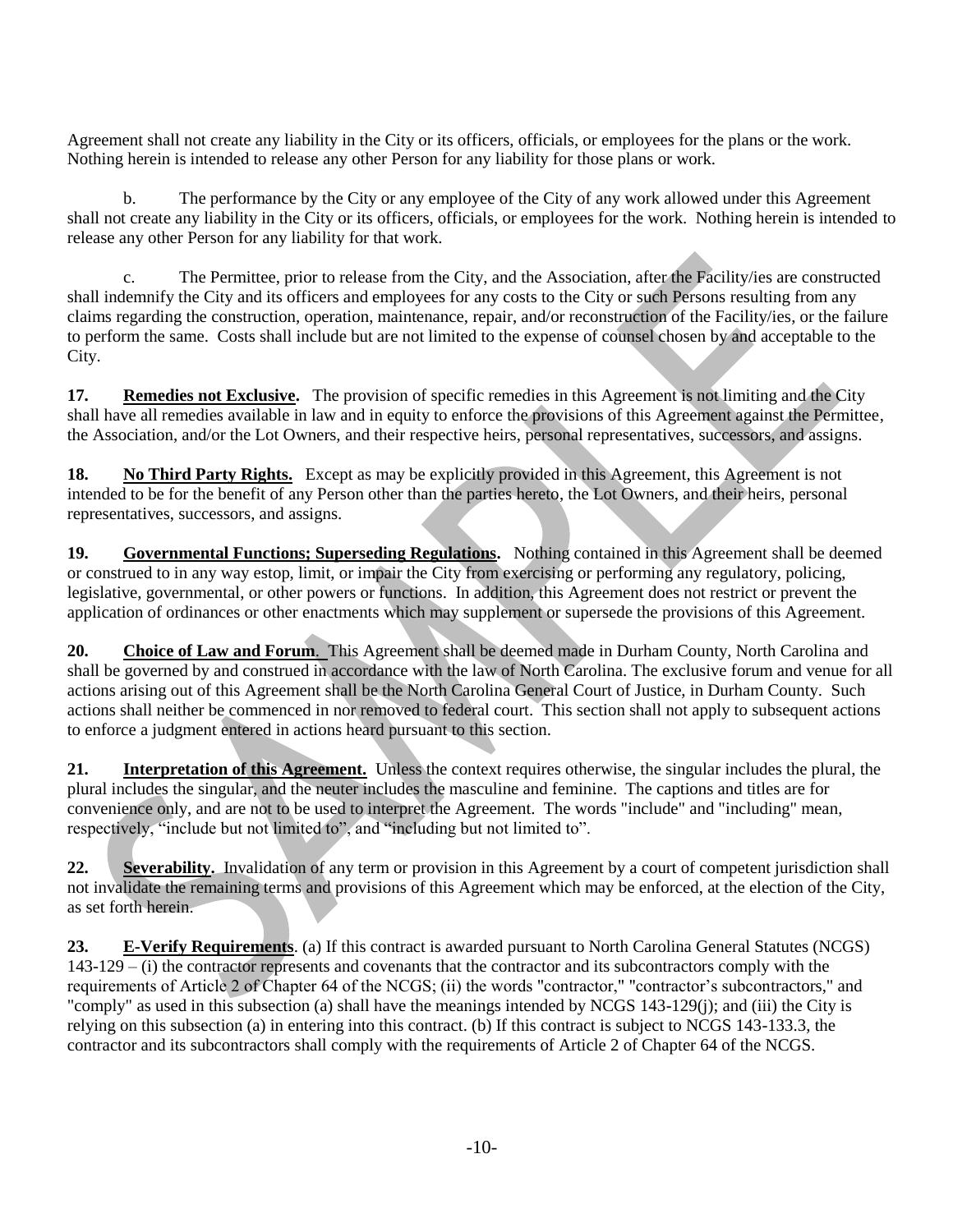Agreement shall not create any liability in the City or its officers, officials, or employees for the plans or the work. Nothing herein is intended to release any other Person for any liability for those plans or work.

b. The performance by the City or any employee of the City of any work allowed under this Agreement shall not create any liability in the City or its officers, officials, or employees for the work. Nothing herein is intended to release any other Person for any liability for that work.

c. The Permittee, prior to release from the City, and the Association, after the Facility/ies are constructed shall indemnify the City and its officers and employees for any costs to the City or such Persons resulting from any claims regarding the construction, operation, maintenance, repair, and/or reconstruction of the Facility/ies, or the failure to perform the same. Costs shall include but are not limited to the expense of counsel chosen by and acceptable to the City.

**17. Remedies not Exclusive.** The provision of specific remedies in this Agreement is not limiting and the City shall have all remedies available in law and in equity to enforce the provisions of this Agreement against the Permittee, the Association, and/or the Lot Owners, and their respective heirs, personal representatives, successors, and assigns.

**18. No Third Party Rights.** Except as may be explicitly provided in this Agreement, this Agreement is not intended to be for the benefit of any Person other than the parties hereto, the Lot Owners, and their heirs, personal representatives, successors, and assigns.

**19. Governmental Functions; Superseding Regulations.** Nothing contained in this Agreement shall be deemed or construed to in any way estop, limit, or impair the City from exercising or performing any regulatory, policing, legislative, governmental, or other powers or functions. In addition, this Agreement does not restrict or prevent the application of ordinances or other enactments which may supplement or supersede the provisions of this Agreement.

**20. Choice of Law and Forum.** This Agreement shall be deemed made in Durham County, North Carolina and shall be governed by and construed in accordance with the law of North Carolina. The exclusive forum and venue for all actions arising out of this Agreement shall be the North Carolina General Court of Justice, in Durham County. Such actions shall neither be commenced in nor removed to federal court. This section shall not apply to subsequent actions to enforce a judgment entered in actions heard pursuant to this section.

**21. Interpretation of this Agreement.** Unless the context requires otherwise, the singular includes the plural, the plural includes the singular, and the neuter includes the masculine and feminine. The captions and titles are for convenience only, and are not to be used to interpret the Agreement. The words "include" and "including" mean, respectively, "include but not limited to", and "including but not limited to".

**22. Severability.** Invalidation of any term or provision in this Agreement by a court of competent jurisdiction shall not invalidate the remaining terms and provisions of this Agreement which may be enforced, at the election of the City, as set forth herein.

**23. E-Verify Requirements**. (a) If this contract is awarded pursuant to North Carolina General Statutes (NCGS) 143-129 – (i) the contractor represents and covenants that the contractor and its subcontractors comply with the requirements of Article 2 of Chapter 64 of the NCGS; (ii) the words "contractor," "contractor's subcontractors," and "comply" as used in this subsection (a) shall have the meanings intended by NCGS 143-129(j); and (iii) the City is relying on this subsection (a) in entering into this contract. (b) If this contract is subject to NCGS 143-133.3, the contractor and its subcontractors shall comply with the requirements of Article 2 of Chapter 64 of the NCGS.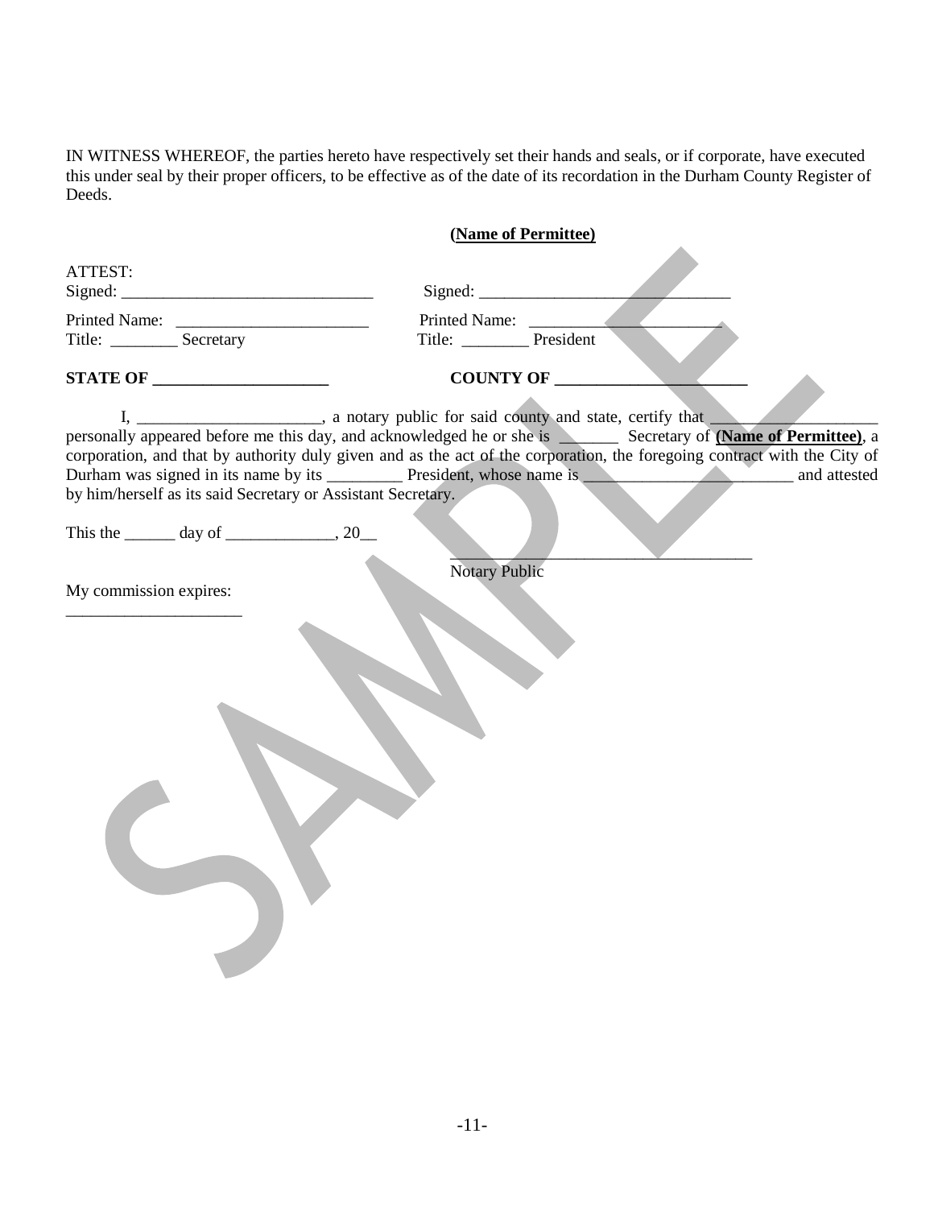IN WITNESS WHEREOF, the parties hereto have respectively set their hands and seals, or if corporate, have executed this under seal by their proper officers, to be effective as of the date of its recordation in the Durham County Register of Deeds.

**(Name of Permittee)**

| ATTEST: | |
|---|---|
| Signed: ______________________________ | Signed: ______________________________ |
| Printed Name: _______________________ | Printed Name: _______________________ |
| Title: ________ Secretary | Title: ________ President |

**STATE OF ____________________** **COUNTY OF ______________________**

I, _____________________, a notary public for said county and state, certify that ___________________ personally appeared before me this day, and acknowledged he or she is _______ Secretary of **(Name of Permittee)**, a corporation, and that by authority duly given and as the act of the corporation, the foregoing contract with the City of Durham was signed in its name by its _________ President, whose name is ________________________ and attested by him/herself as its said Secretary or Assistant Secretary.

This the ______ day of _____________, 20__

____________________________________
Notary Public

My commission expires:
_____________________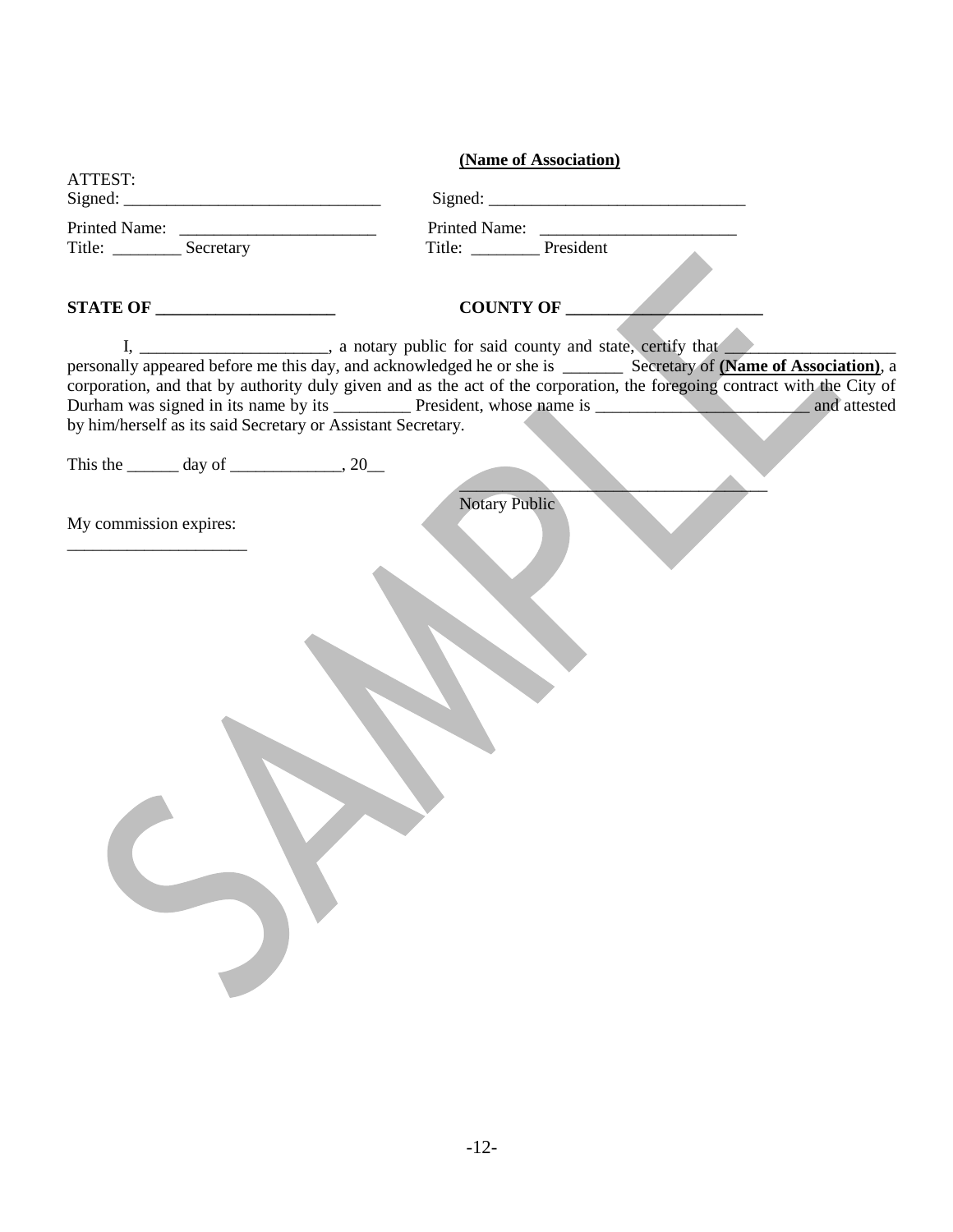**(Name of Association)**

ATTEST:

| | |
|---|---|
| Signed: _______________________________ | Signed: _______________________________ |
| Printed Name: ________________________ | Printed Name: ________________________ |
| Title: ________ Secretary | Title: ________ President |

**STATE OF _____________________** **COUNTY OF ________________________**

I, ______________________, a notary public for said county and state, certify that ____________________ personally appeared before me this day, and acknowledged he or she is _______ Secretary of **(Name of Association)**, a corporation, and that by authority duly given and as the act of the corporation, the foregoing contract with the City of Durham was signed in its name by its _________ President, whose name is _________________________ and attested by him/herself as its said Secretary or Assistant Secretary.

This the ______ day of _____________, 20__

____________________________________
Notary Public

My commission expires:
_____________________

SAMPLE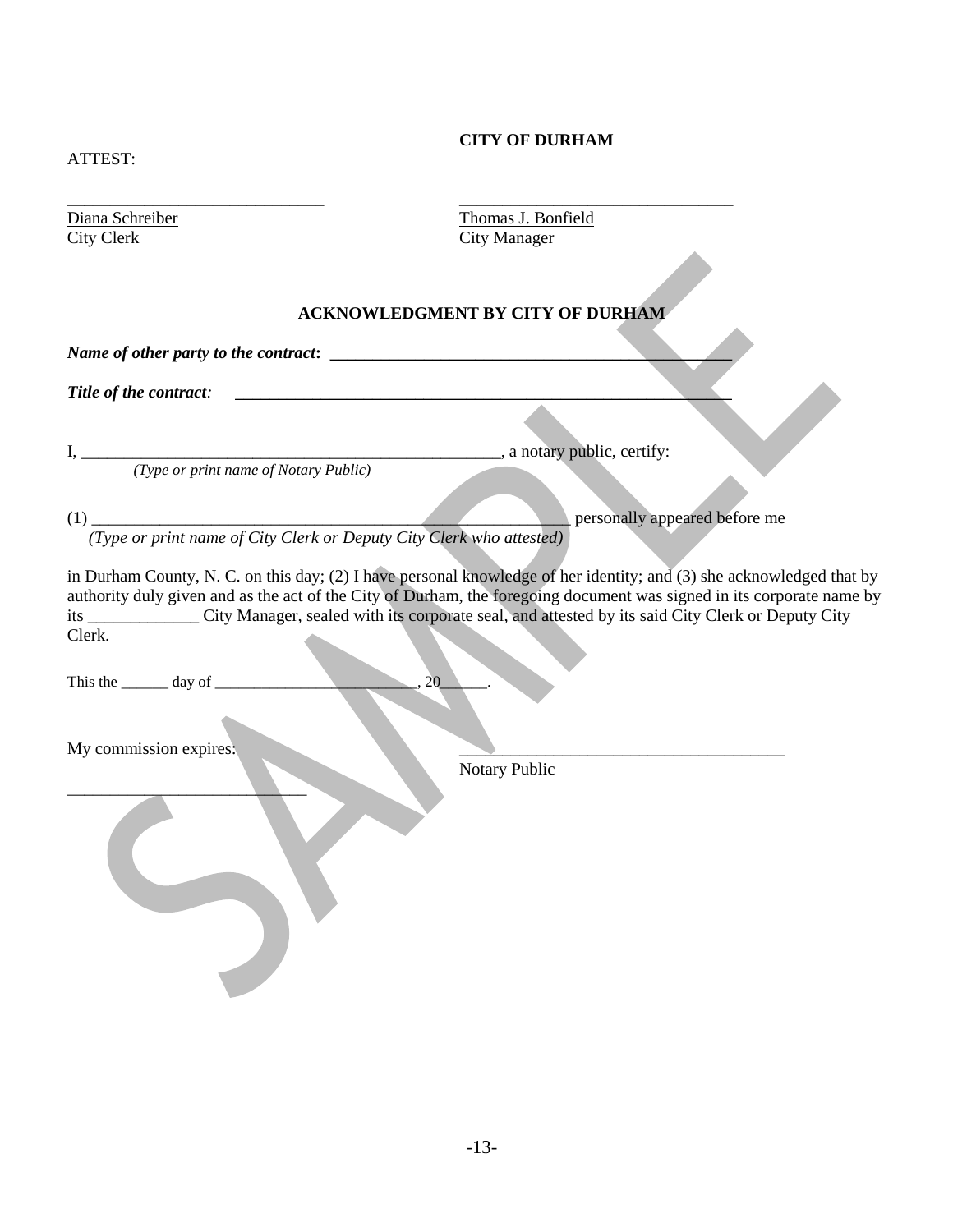**CITY OF DURHAM**

ATTEST:

______________________________ ________________________________

Diana Schreiber — Thomas J. Bonfield

City Clerk — City Manager

## ACKNOWLEDGMENT BY CITY OF DURHAM

***Name of other party to the contract*:** ______________________________________________

***Title of the contract*:** ________________________________________________________

I, __________________________________________________, a notary public, certify:

*(Type or print name of Notary Public)*

(1) ________________________________________________________ personally appeared before me

*(Type or print name of City Clerk or Deputy City Clerk who attested)*

in Durham County, N. C. on this day; (2) I have personal knowledge of her identity; and (3) she acknowledged that by authority duly given and as the act of the City of Durham, the foregoing document was signed in its corporate name by its _____________ City Manager, sealed with its corporate seal, and attested by its said City Clerk or Deputy City Clerk.

This the ______ day of ___________________________, 20______.

My commission expires: ______________________________________

Notary Public

____________________________

SAMPLE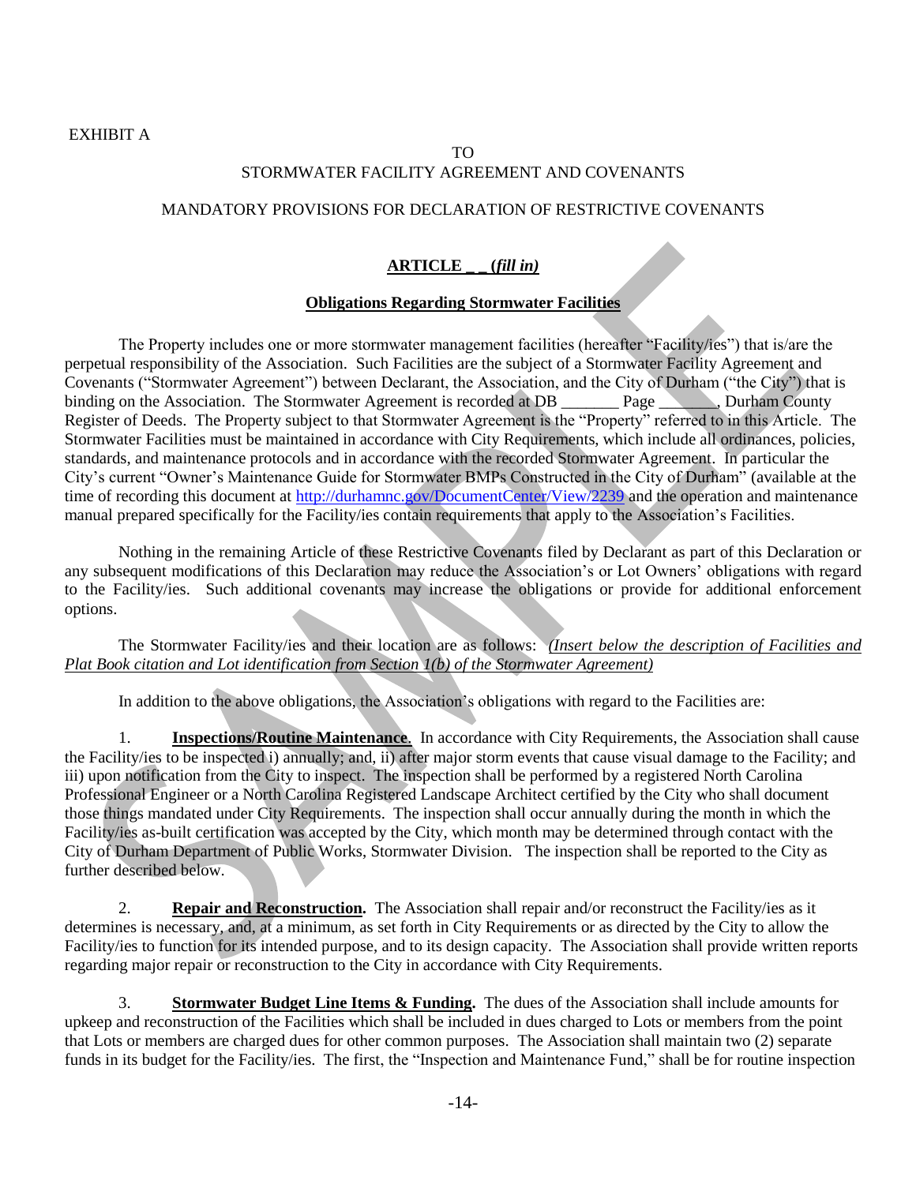EXHIBIT A

TO
STORMWATER FACILITY AGREEMENT AND COVENANTS

MANDATORY PROVISIONS FOR DECLARATION OF RESTRICTIVE COVENANTS

**ARTICLE _ _ (*fill in*)**

**Obligations Regarding Stormwater Facilities**

The Property includes one or more stormwater management facilities (hereafter "Facility/ies") that is/are the perpetual responsibility of the Association. Such Facilities are the subject of a Stormwater Facility Agreement and Covenants ("Stormwater Agreement") between Declarant, the Association, and the City of Durham ("the City") that is binding on the Association. The Stormwater Agreement is recorded at DB _______ Page _______, Durham County Register of Deeds. The Property subject to that Stormwater Agreement is the "Property" referred to in this Article. The Stormwater Facilities must be maintained in accordance with City Requirements, which include all ordinances, policies, standards, and maintenance protocols and in accordance with the recorded Stormwater Agreement. In particular the City's current "Owner's Maintenance Guide for Stormwater BMPs Constructed in the City of Durham" (available at the time of recording this document at http://durhamnc.gov/DocumentCenter/View/2239 and the operation and maintenance manual prepared specifically for the Facility/ies contain requirements that apply to the Association's Facilities.

Nothing in the remaining Article of these Restrictive Covenants filed by Declarant as part of this Declaration or any subsequent modifications of this Declaration may reduce the Association's or Lot Owners' obligations with regard to the Facility/ies. Such additional covenants may increase the obligations or provide for additional enforcement options.

The Stormwater Facility/ies and their location are as follows: *(Insert below the description of Facilities and Plat Book citation and Lot identification from Section 1(b) of the Stormwater Agreement)*

In addition to the above obligations, the Association's obligations with regard to the Facilities are:

1. **Inspections/Routine Maintenance**. In accordance with City Requirements, the Association shall cause the Facility/ies to be inspected i) annually; and, ii) after major storm events that cause visual damage to the Facility; and iii) upon notification from the City to inspect. The inspection shall be performed by a registered North Carolina Professional Engineer or a North Carolina Registered Landscape Architect certified by the City who shall document those things mandated under City Requirements. The inspection shall occur annually during the month in which the Facility/ies as-built certification was accepted by the City, which month may be determined through contact with the City of Durham Department of Public Works, Stormwater Division. The inspection shall be reported to the City as further described below.

2. **Repair and Reconstruction.** The Association shall repair and/or reconstruct the Facility/ies as it determines is necessary, and, at a minimum, as set forth in City Requirements or as directed by the City to allow the Facility/ies to function for its intended purpose, and to its design capacity. The Association shall provide written reports regarding major repair or reconstruction to the City in accordance with City Requirements.

3. **Stormwater Budget Line Items & Funding.** The dues of the Association shall include amounts for upkeep and reconstruction of the Facilities which shall be included in dues charged to Lots or members from the point that Lots or members are charged dues for other common purposes. The Association shall maintain two (2) separate funds in its budget for the Facility/ies. The first, the "Inspection and Maintenance Fund," shall be for routine inspection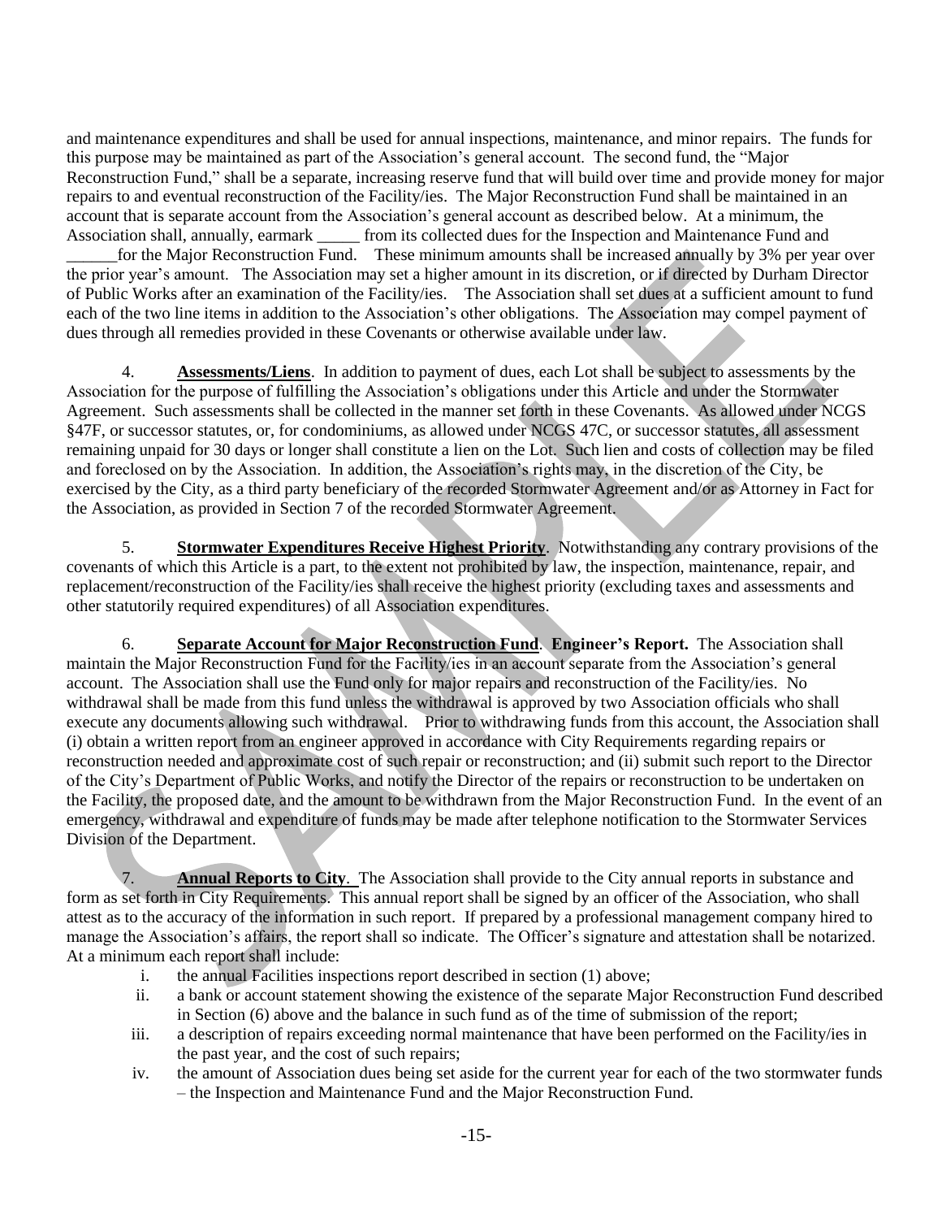and maintenance expenditures and shall be used for annual inspections, maintenance, and minor repairs. The funds for this purpose may be maintained as part of the Association's general account. The second fund, the "Major Reconstruction Fund," shall be a separate, increasing reserve fund that will build over time and provide money for major repairs to and eventual reconstruction of the Facility/ies. The Major Reconstruction Fund shall be maintained in an account that is separate account from the Association's general account as described below. At a minimum, the Association shall, annually, earmark _____ from its collected dues for the Inspection and Maintenance Fund and ______for the Major Reconstruction Fund. These minimum amounts shall be increased annually by 3% per year over the prior year's amount. The Association may set a higher amount in its discretion, or if directed by Durham Director of Public Works after an examination of the Facility/ies. The Association shall set dues at a sufficient amount to fund each of the two line items in addition to the Association's other obligations. The Association may compel payment of dues through all remedies provided in these Covenants or otherwise available under law.

4. **Assessments/Liens**. In addition to payment of dues, each Lot shall be subject to assessments by the Association for the purpose of fulfilling the Association's obligations under this Article and under the Stormwater Agreement. Such assessments shall be collected in the manner set forth in these Covenants. As allowed under NCGS §47F, or successor statutes, or, for condominiums, as allowed under NCGS 47C, or successor statutes, all assessment remaining unpaid for 30 days or longer shall constitute a lien on the Lot. Such lien and costs of collection may be filed and foreclosed on by the Association. In addition, the Association's rights may, in the discretion of the City, be exercised by the City, as a third party beneficiary of the recorded Stormwater Agreement and/or as Attorney in Fact for the Association, as provided in Section 7 of the recorded Stormwater Agreement.

5. **Stormwater Expenditures Receive Highest Priority**. Notwithstanding any contrary provisions of the covenants of which this Article is a part, to the extent not prohibited by law, the inspection, maintenance, repair, and replacement/reconstruction of the Facility/ies shall receive the highest priority (excluding taxes and assessments and other statutorily required expenditures) of all Association expenditures.

6. **Separate Account for Major Reconstruction Fund**. **Engineer's Report.** The Association shall maintain the Major Reconstruction Fund for the Facility/ies in an account separate from the Association's general account. The Association shall use the Fund only for major repairs and reconstruction of the Facility/ies. No withdrawal shall be made from this fund unless the withdrawal is approved by two Association officials who shall execute any documents allowing such withdrawal. Prior to withdrawing funds from this account, the Association shall (i) obtain a written report from an engineer approved in accordance with City Requirements regarding repairs or reconstruction needed and approximate cost of such repair or reconstruction; and (ii) submit such report to the Director of the City's Department of Public Works, and notify the Director of the repairs or reconstruction to be undertaken on the Facility, the proposed date, and the amount to be withdrawn from the Major Reconstruction Fund. In the event of an emergency, withdrawal and expenditure of funds may be made after telephone notification to the Stormwater Services Division of the Department.

7. **Annual Reports to City**. The Association shall provide to the City annual reports in substance and form as set forth in City Requirements. This annual report shall be signed by an officer of the Association, who shall attest as to the accuracy of the information in such report. If prepared by a professional management company hired to manage the Association's affairs, the report shall so indicate. The Officer's signature and attestation shall be notarized. At a minimum each report shall include:

i. the annual Facilities inspections report described in section (1) above;

ii. a bank or account statement showing the existence of the separate Major Reconstruction Fund described in Section (6) above and the balance in such fund as of the time of submission of the report;

iii. a description of repairs exceeding normal maintenance that have been performed on the Facility/ies in the past year, and the cost of such repairs;

iv. the amount of Association dues being set aside for the current year for each of the two stormwater funds – the Inspection and Maintenance Fund and the Major Reconstruction Fund.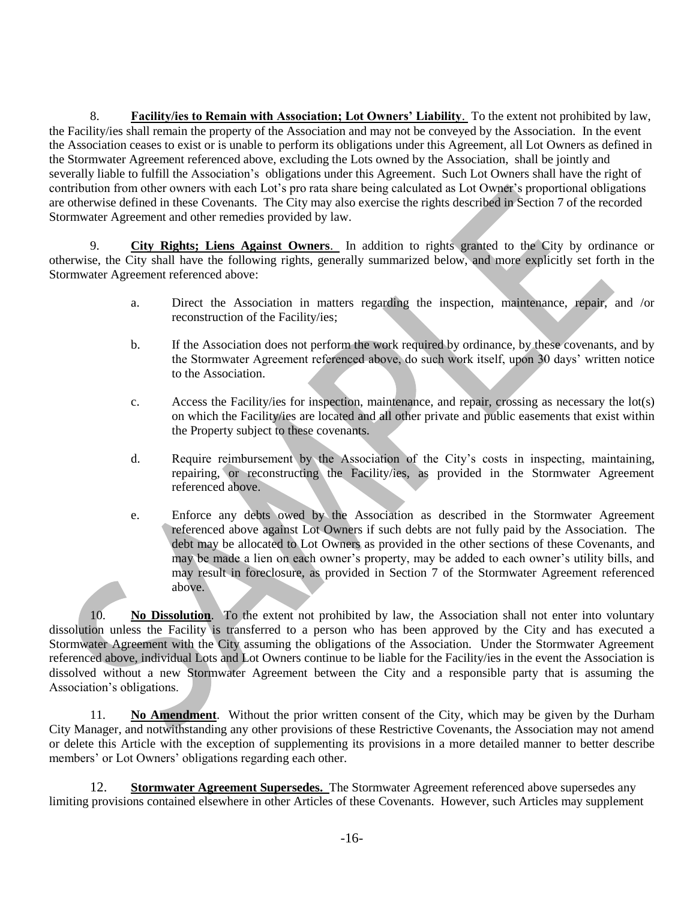8. **Facility/ies to Remain with Association; Lot Owners' Liability**. To the extent not prohibited by law, the Facility/ies shall remain the property of the Association and may not be conveyed by the Association. In the event the Association ceases to exist or is unable to perform its obligations under this Agreement, all Lot Owners as defined in the Stormwater Agreement referenced above, excluding the Lots owned by the Association, shall be jointly and severally liable to fulfill the Association's obligations under this Agreement. Such Lot Owners shall have the right of contribution from other owners with each Lot's pro rata share being calculated as Lot Owner's proportional obligations are otherwise defined in these Covenants. The City may also exercise the rights described in Section 7 of the recorded Stormwater Agreement and other remedies provided by law.

9. **City Rights; Liens Against Owners**. In addition to rights granted to the City by ordinance or otherwise, the City shall have the following rights, generally summarized below, and more explicitly set forth in the Stormwater Agreement referenced above:

a. Direct the Association in matters regarding the inspection, maintenance, repair, and /or reconstruction of the Facility/ies;

b. If the Association does not perform the work required by ordinance, by these covenants, and by the Stormwater Agreement referenced above, do such work itself, upon 30 days' written notice to the Association.

c. Access the Facility/ies for inspection, maintenance, and repair, crossing as necessary the lot(s) on which the Facility/ies are located and all other private and public easements that exist within the Property subject to these covenants.

d. Require reimbursement by the Association of the City's costs in inspecting, maintaining, repairing, or reconstructing the Facility/ies, as provided in the Stormwater Agreement referenced above.

e. Enforce any debts owed by the Association as described in the Stormwater Agreement referenced above against Lot Owners if such debts are not fully paid by the Association. The debt may be allocated to Lot Owners as provided in the other sections of these Covenants, and may be made a lien on each owner's property, may be added to each owner's utility bills, and may result in foreclosure, as provided in Section 7 of the Stormwater Agreement referenced above.

10. **No Dissolution**. To the extent not prohibited by law, the Association shall not enter into voluntary dissolution unless the Facility is transferred to a person who has been approved by the City and has executed a Stormwater Agreement with the City assuming the obligations of the Association. Under the Stormwater Agreement referenced above, individual Lots and Lot Owners continue to be liable for the Facility/ies in the event the Association is dissolved without a new Stormwater Agreement between the City and a responsible party that is assuming the Association's obligations.

11. **No Amendment**. Without the prior written consent of the City, which may be given by the Durham City Manager, and notwithstanding any other provisions of these Restrictive Covenants, the Association may not amend or delete this Article with the exception of supplementing its provisions in a more detailed manner to better describe members' or Lot Owners' obligations regarding each other.

12. **Stormwater Agreement Supersedes.** The Stormwater Agreement referenced above supersedes any limiting provisions contained elsewhere in other Articles of these Covenants. However, such Articles may supplement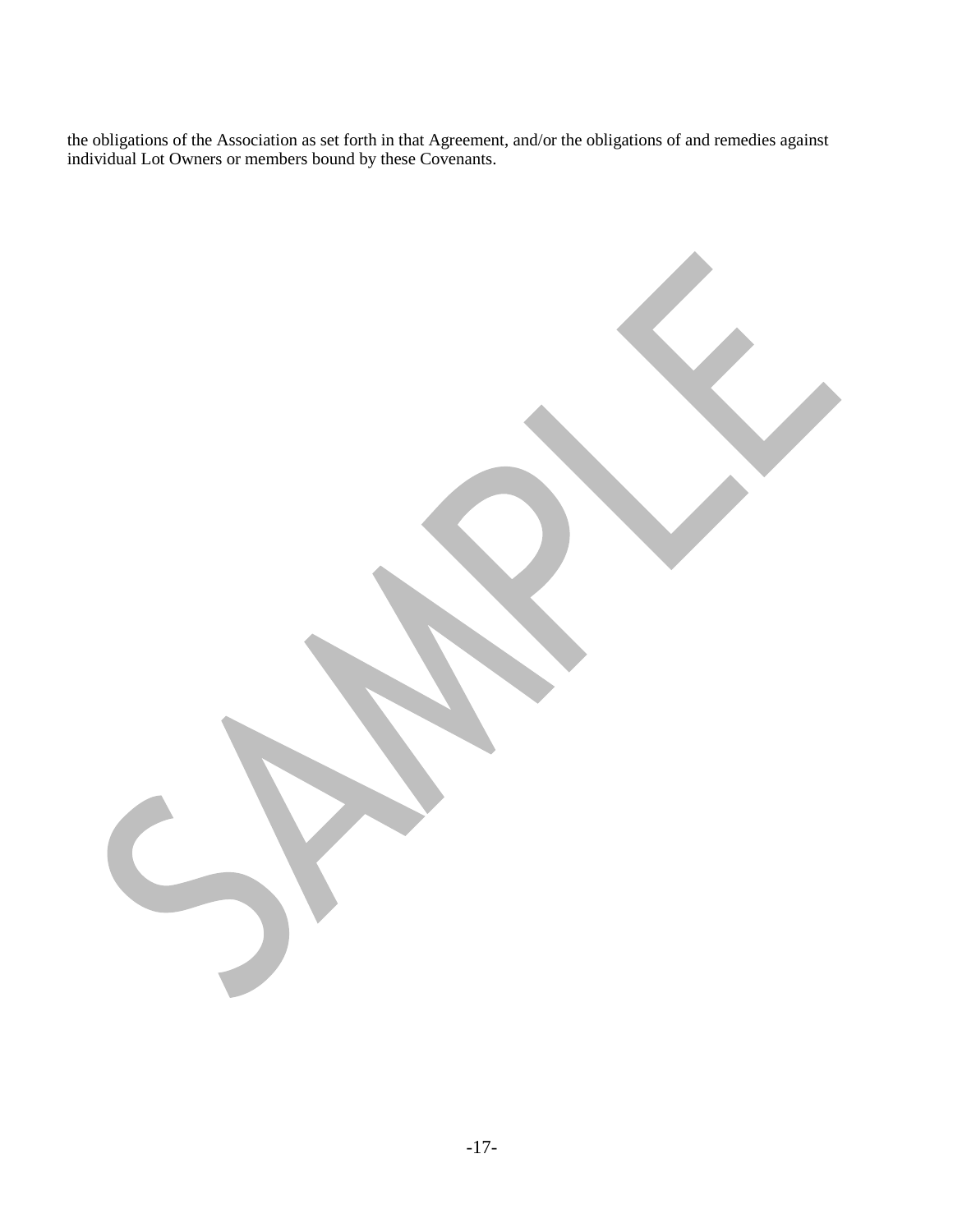the obligations of the Association as set forth in that Agreement, and/or the obligations of and remedies against individual Lot Owners or members bound by these Covenants.